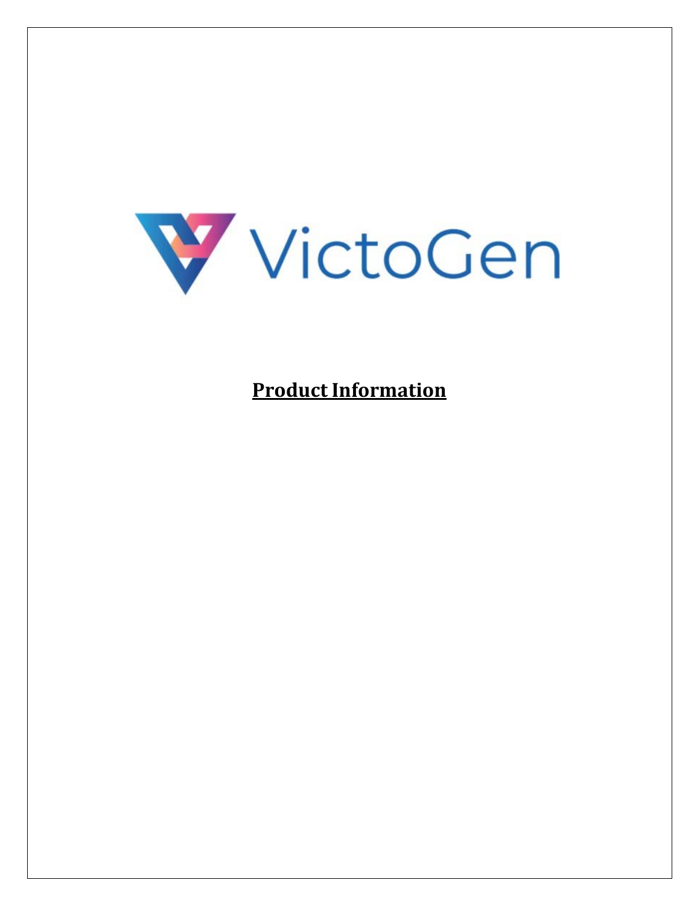VictoGen

**Product Information**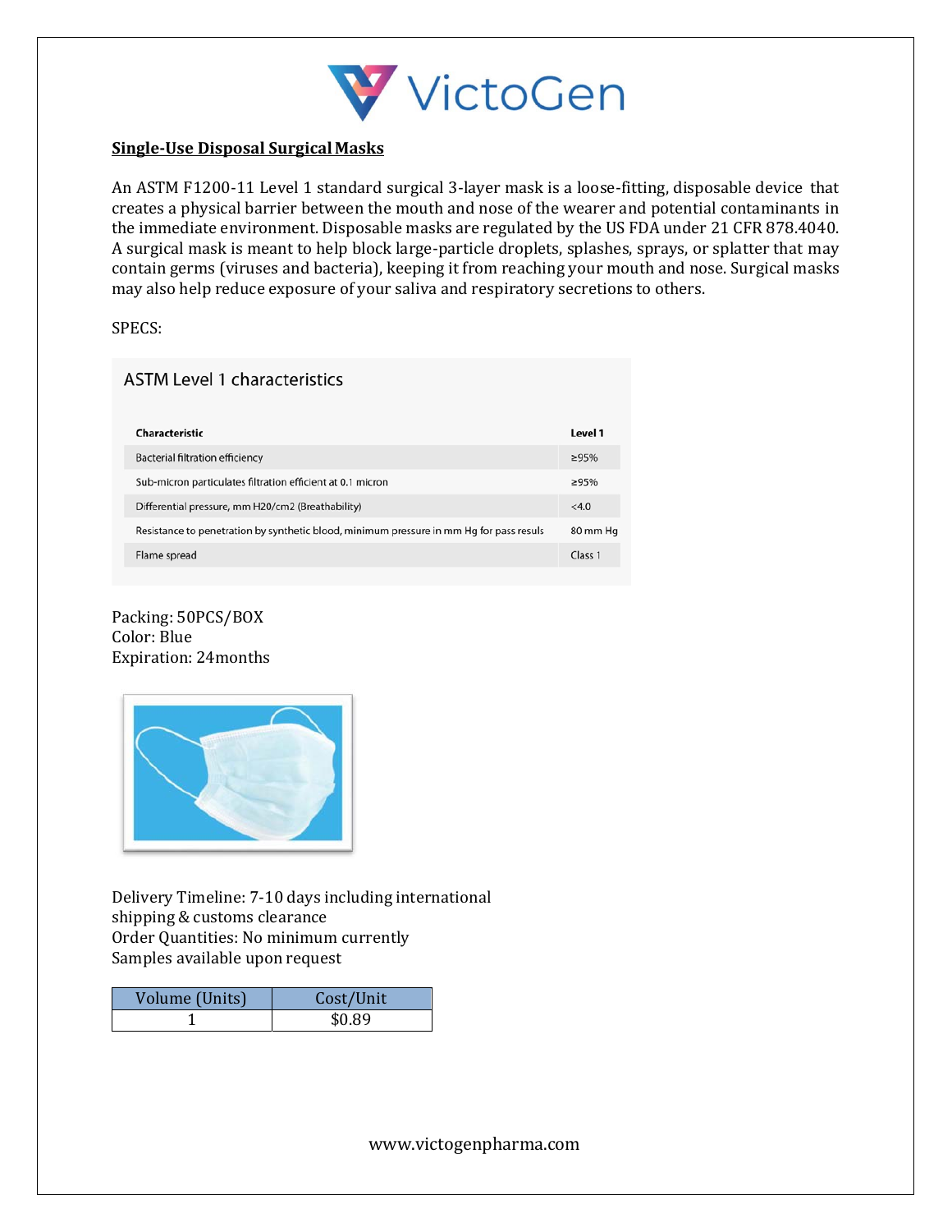# VictoGen

**Single-Use Disposal Surgical Masks**

An ASTM F1200-11 Level 1 standard surgical 3-layer mask is a loose-fitting, disposable device that creates a physical barrier between the mouth and nose of the wearer and potential contaminants in the immediate environment. Disposable masks are regulated by the US FDA under 21 CFR 878.4040. A surgical mask is meant to help block large-particle droplets, splashes, sprays, or splatter that may contain germs (viruses and bacteria), keeping it from reaching your mouth and nose. Surgical masks may also help reduce exposure of your saliva and respiratory secretions to others.

SPECS:

### ASTM Level 1 characteristics

| Characteristic | Level 1 |
|---|---|
| Bacterial filtration efficiency | ≥95% |
| Sub-micron particulates filtration efficient at 0.1 micron | ≥95% |
| Differential pressure, mm H20/cm2 (Breathability) | <4.0 |
| Resistance to penetration by synthetic blood, minimum pressure in mm Hg for pass resuls | 80 mm Hg |
| Flame spread | Class 1 |

Packing: 50PCS/BOX
Color: Blue
Expiration: 24months

Delivery Timeline: 7-10 days including international shipping & customs clearance
Order Quantities: No minimum currently
Samples available upon request

| Volume (Units) | Cost/Unit |
|---|---|
| 1 | $0.89 |

www.victogenpharma.com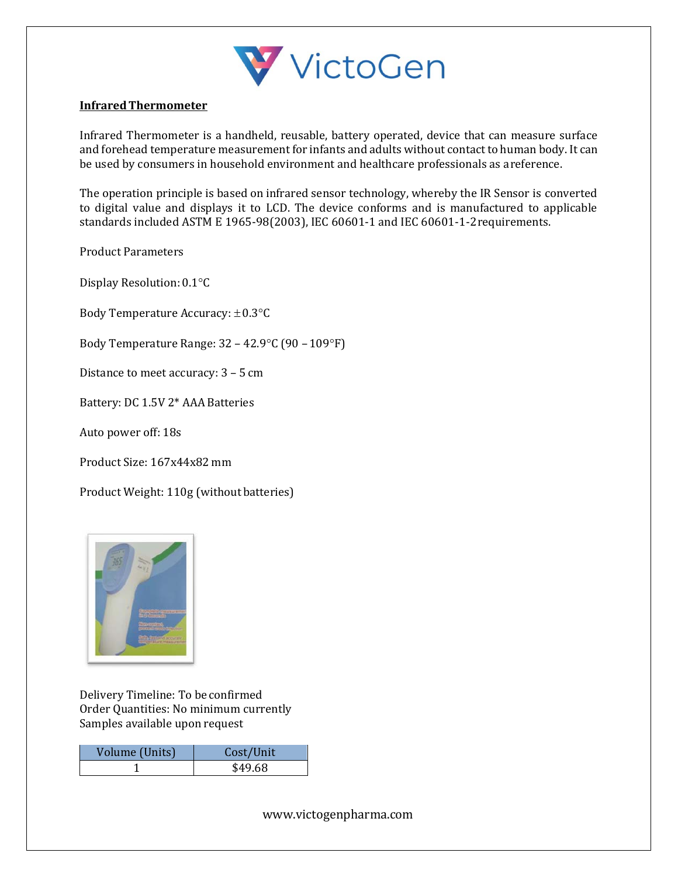VictoGen

**Infrared Thermometer**

Infrared Thermometer is a handheld, reusable, battery operated, device that can measure surface and forehead temperature measurement for infants and adults without contact to human body. It can be used by consumers in household environment and healthcare professionals as a reference.

The operation principle is based on infrared sensor technology, whereby the IR Sensor is converted to digital value and displays it to LCD. The device conforms and is manufactured to applicable standards included ASTM E 1965-98(2003), IEC 60601-1 and IEC 60601-1-2 requirements.

Product Parameters

Display Resolution: 0.1°C

Body Temperature Accuracy: ±0.3°C

Body Temperature Range: 32 – 42.9°C (90 – 109°F)

Distance to meet accuracy: 3 – 5 cm

Battery: DC 1.5V 2* AAA Batteries

Auto power off: 18s

Product Size: 167x44x82 mm

Product Weight: 110g (without batteries)

Delivery Timeline: To be confirmed
Order Quantities: No minimum currently
Samples available upon request

| Volume (Units) | Cost/Unit |
|---|---|
| 1 | $49.68 |

www.victogenpharma.com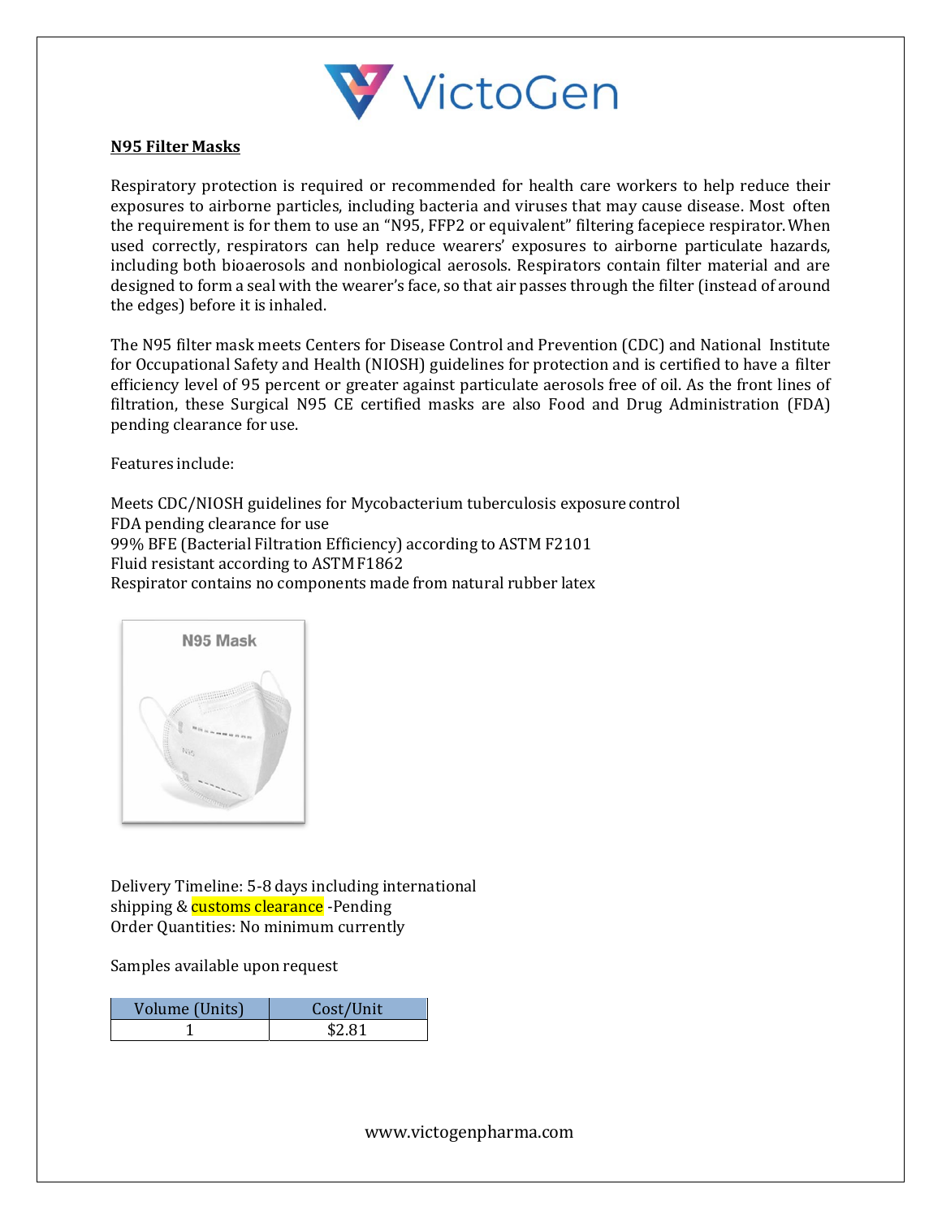## **N95 Filter Masks**

Respiratory protection is required or recommended for health care workers to help reduce their exposures to airborne particles, including bacteria and viruses that may cause disease. Most often the requirement is for them to use an "N95, FFP2 or equivalent" filtering facepiece respirator. When used correctly, respirators can help reduce wearers' exposures to airborne particulate hazards, including both bioaerosols and nonbiological aerosols. Respirators contain filter material and are designed to form a seal with the wearer's face, so that air passes through the filter (instead of around the edges) before it is inhaled.

The N95 filter mask meets Centers for Disease Control and Prevention (CDC) and National Institute for Occupational Safety and Health (NIOSH) guidelines for protection and is certified to have a filter efficiency level of 95 percent or greater against particulate aerosols free of oil. As the front lines of filtration, these Surgical N95 CE certified masks are also Food and Drug Administration (FDA) pending clearance for use.

Features include:

Meets CDC/NIOSH guidelines for Mycobacterium tuberculosis exposure control
FDA pending clearance for use
99% BFE (Bacterial Filtration Efficiency) according to ASTM F2101
Fluid resistant according to ASTM F1862
Respirator contains no components made from natural rubber latex

Delivery Timeline: 5-8 days including international shipping & customs clearance -Pending
Order Quantities: No minimum currently

Samples available upon request

| Volume (Units) | Cost/Unit |
|---|---|
| 1 | $2.81 |

www.victogenpharma.com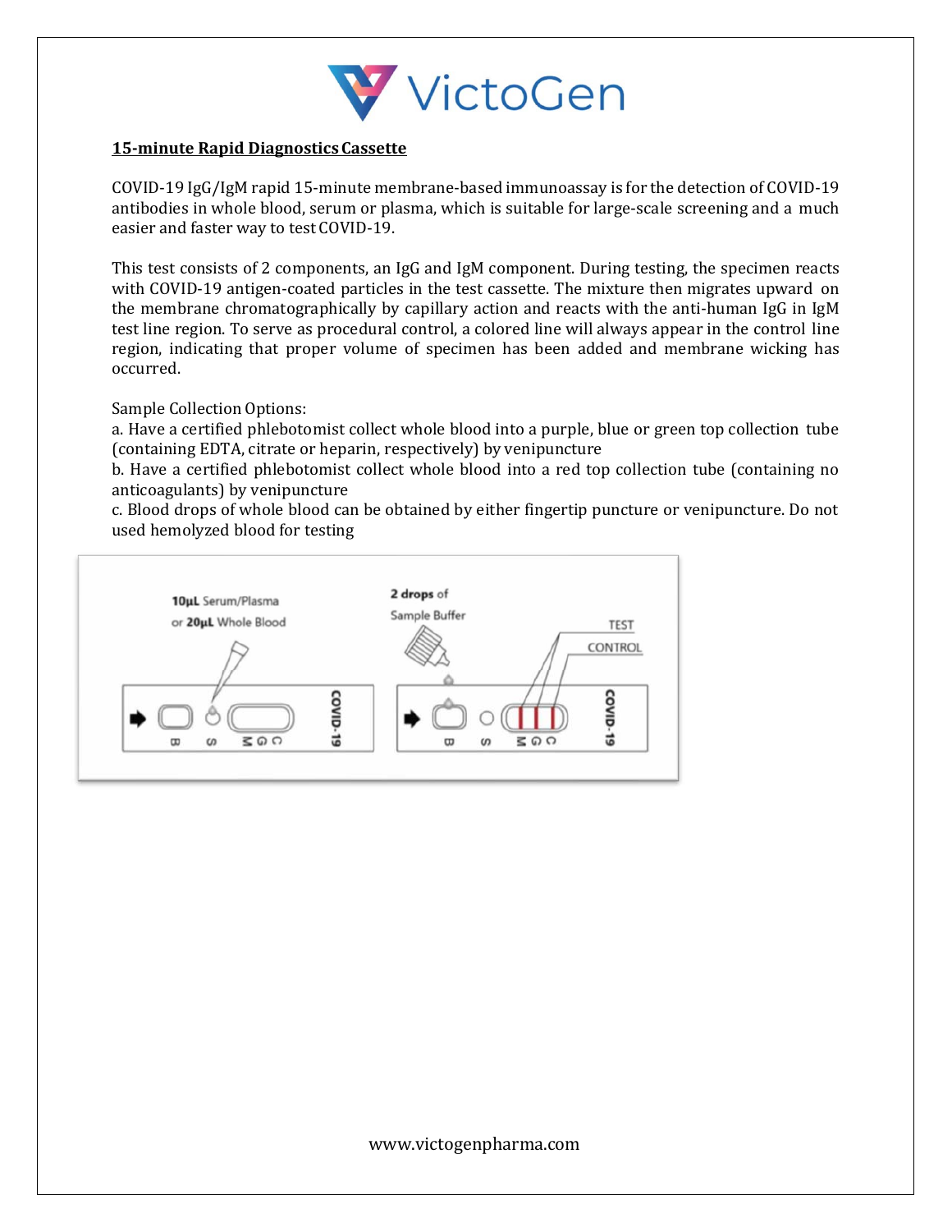**15-minute Rapid Diagnostics Cassette**

COVID-19 IgG/IgM rapid 15-minute membrane-based immunoassay is for the detection of COVID-19 antibodies in whole blood, serum or plasma, which is suitable for large-scale screening and a much easier and faster way to test COVID-19.

This test consists of 2 components, an IgG and IgM component. During testing, the specimen reacts with COVID-19 antigen-coated particles in the test cassette. The mixture then migrates upward on the membrane chromatographically by capillary action and reacts with the anti-human IgG in IgM test line region. To serve as procedural control, a colored line will always appear in the control line region, indicating that proper volume of specimen has been added and membrane wicking has occurred.

Sample Collection Options:

a. Have a certified phlebotomist collect whole blood into a purple, blue or green top collection tube (containing EDTA, citrate or heparin, respectively) by venipuncture

b. Have a certified phlebotomist collect whole blood into a red top collection tube (containing no anticoagulants) by venipuncture

c. Blood drops of whole blood can be obtained by either fingertip puncture or venipuncture. Do not used hemolyzed blood for testing

**10μL** Serum/Plasma or **20μL** Whole Blood

**2 drops** of Sample Buffer

TEST

CONTROL

B S M G C COVID-19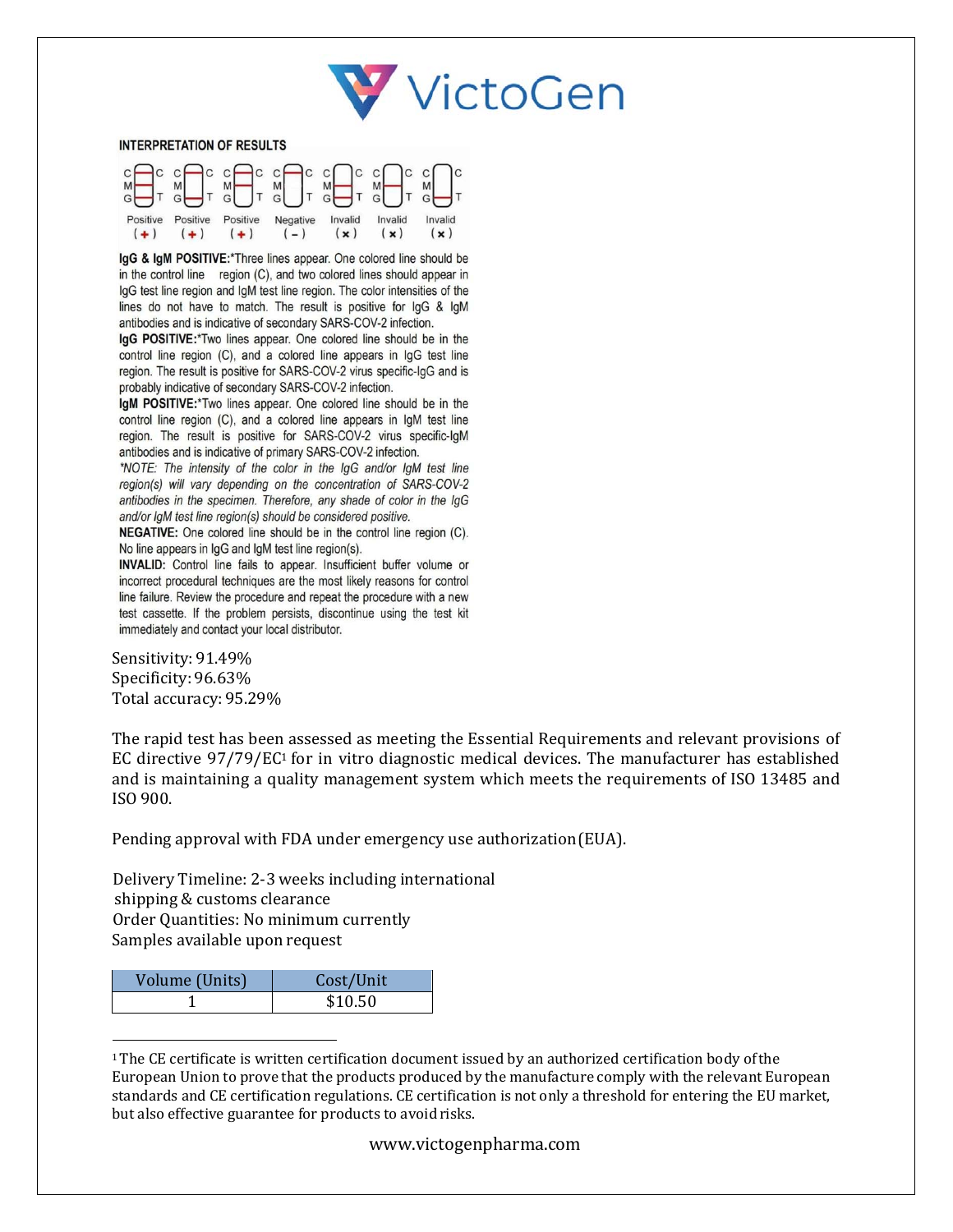VictoGen

**INTERPRETATION OF RESULTS**

| Positive (+) | Positive (+) | Positive (+) | Negative (−) | Invalid (×) | Invalid (×) | Invalid (×) |
|---|---|---|---|---|---|---|

**IgG & IgM POSITIVE:***Three lines appear. One colored line should be in the control line region (C), and two colored lines should appear in IgG test line region and IgM test line region. The color intensities of the lines do not have to match. The result is positive for IgG & IgM antibodies and is indicative of secondary SARS-COV-2 infection.

**IgG POSITIVE:***Two lines appear. One colored line should be in the control line region (C), and a colored line appears in IgG test line region. The result is positive for SARS-COV-2 virus specific-IgG and is probably indicative of secondary SARS-COV-2 infection.

**IgM POSITIVE:***Two lines appear. One colored line should be in the control line region (C), and a colored line appears in IgM test line region. The result is positive for SARS-COV-2 virus specific-IgM antibodies and is indicative of primary SARS-COV-2 infection.

**NOTE:* *The intensity of the color in the IgG and/or IgM test line region(s) will vary depending on the concentration of SARS-COV-2 antibodies in the specimen. Therefore, any shade of color in the IgG and/or IgM test line region(s) should be considered positive.*

**NEGATIVE:** One colored line should be in the control line region (C). No line appears in IgG and IgM test line region(s).

**INVALID:** Control line fails to appear. Insufficient buffer volume or incorrect procedural techniques are the most likely reasons for control line failure. Review the procedure and repeat the procedure with a new test cassette. If the problem persists, discontinue using the test kit immediately and contact your local distributor.

Sensitivity: 91.49%
Specificity: 96.63%
Total accuracy: 95.29%

The rapid test has been assessed as meeting the Essential Requirements and relevant provisions of EC directive 97/79/EC[1] for in vitro diagnostic medical devices. The manufacturer has established and is maintaining a quality management system which meets the requirements of ISO 13485 and ISO 900.

Pending approval with FDA under emergency use authorization (EUA).

Delivery Timeline: 2-3 weeks including international shipping & customs clearance
Order Quantities: No minimum currently
Samples available upon request

| Volume (Units) | Cost/Unit |
|---|---|
| 1 | $10.50 |

[1] The CE certificate is written certification document issued by an authorized certification body of the European Union to prove that the products produced by the manufacture comply with the relevant European standards and CE certification regulations. CE certification is not only a threshold for entering the EU market, but also effective guarantee for products to avoid risks.

www.victogenpharma.com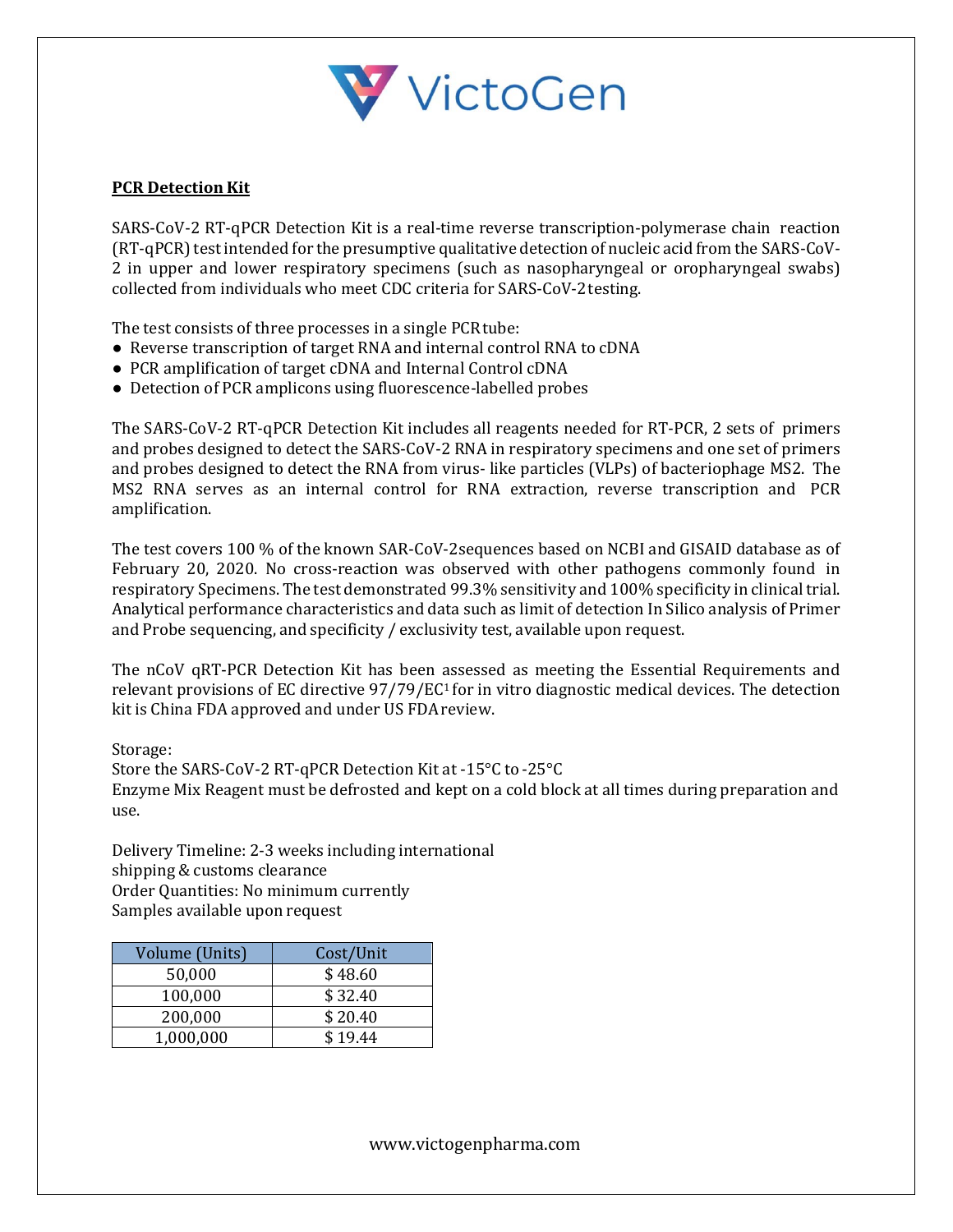VictoGen

**PCR Detection Kit**

SARS-CoV-2 RT-qPCR Detection Kit is a real-time reverse transcription-polymerase chain reaction (RT-qPCR) test intended for the presumptive qualitative detection of nucleic acid from the SARS-CoV-2 in upper and lower respiratory specimens (such as nasopharyngeal or oropharyngeal swabs) collected from individuals who meet CDC criteria for SARS-CoV-2 testing.

The test consists of three processes in a single PCR tube:

- Reverse transcription of target RNA and internal control RNA to cDNA
- PCR amplification of target cDNA and Internal Control cDNA
- Detection of PCR amplicons using fluorescence-labelled probes

The SARS-CoV-2 RT-qPCR Detection Kit includes all reagents needed for RT-PCR, 2 sets of primers and probes designed to detect the SARS-CoV-2 RNA in respiratory specimens and one set of primers and probes designed to detect the RNA from virus- like particles (VLPs) of bacteriophage MS2. The MS2 RNA serves as an internal control for RNA extraction, reverse transcription and PCR amplification.

The test covers 100 % of the known SAR-CoV-2sequences based on NCBI and GISAID database as of February 20, 2020. No cross-reaction was observed with other pathogens commonly found in respiratory Specimens. The test demonstrated 99.3% sensitivity and 100% specificity in clinical trial. Analytical performance characteristics and data such as limit of detection In Silico analysis of Primer and Probe sequencing, and specificity / exclusivity test, available upon request.

The nCoV qRT-PCR Detection Kit has been assessed as meeting the Essential Requirements and relevant provisions of EC directive 97/79/EC[1] for in vitro diagnostic medical devices. The detection kit is China FDA approved and under US FDA review.

Storage:
Store the SARS-CoV-2 RT-qPCR Detection Kit at -15°C to -25°C
Enzyme Mix Reagent must be defrosted and kept on a cold block at all times during preparation and use.

Delivery Timeline: 2-3 weeks including international shipping & customs clearance
Order Quantities: No minimum currently
Samples available upon request

| Volume (Units) | Cost/Unit |
|---|---|
| 50,000 | $ 48.60 |
| 100,000 | $ 32.40 |
| 200,000 | $ 20.40 |
| 1,000,000 | $ 19.44 |

www.victogenpharma.com